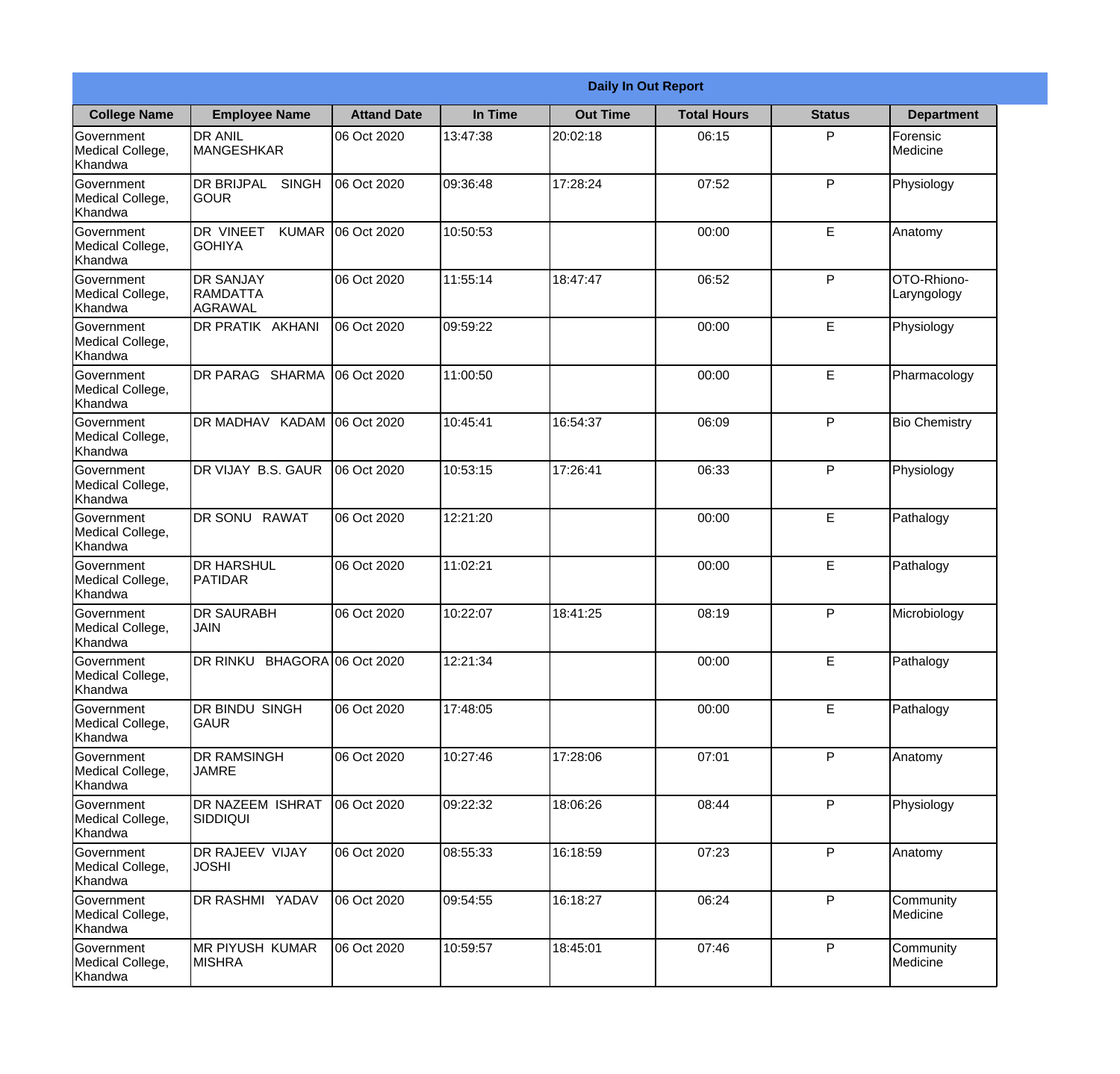| Daily In Out Report | | | | | | | |
|---|---|---|---|---|---|---|---|
| **College Name** | **Employee Name** | **Attand Date** | **In Time** | **Out Time** | **Total Hours** | **Status** | **Department** |
| Government Medical College, Khandwa | DR ANIL MANGESHKAR | 06 Oct 2020 | 13:47:38 | 20:02:18 | 06:15 | P | Forensic Medicine |
| Government Medical College, Khandwa | DR BRIJPAL SINGH GOUR | 06 Oct 2020 | 09:36:48 | 17:28:24 | 07:52 | P | Physiology |
| Government Medical College, Khandwa | DR VINEET KUMAR GOHIYA | 06 Oct 2020 | 10:50:53 | | 00:00 | E | Anatomy |
| Government Medical College, Khandwa | DR SANJAY RAMDATTA AGRAWAL | 06 Oct 2020 | 11:55:14 | 18:47:47 | 06:52 | P | OTO-Rhiono-Laryngology |
| Government Medical College, Khandwa | DR PRATIK AKHANI | 06 Oct 2020 | 09:59:22 | | 00:00 | E | Physiology |
| Government Medical College, Khandwa | DR PARAG SHARMA | 06 Oct 2020 | 11:00:50 | | 00:00 | E | Pharmacology |
| Government Medical College, Khandwa | DR MADHAV KADAM | 06 Oct 2020 | 10:45:41 | 16:54:37 | 06:09 | P | Bio Chemistry |
| Government Medical College, Khandwa | DR VIJAY B.S. GAUR | 06 Oct 2020 | 10:53:15 | 17:26:41 | 06:33 | P | Physiology |
| Government Medical College, Khandwa | DR SONU RAWAT | 06 Oct 2020 | 12:21:20 | | 00:00 | E | Pathalogy |
| Government Medical College, Khandwa | DR HARSHUL PATIDAR | 06 Oct 2020 | 11:02:21 | | 00:00 | E | Pathalogy |
| Government Medical College, Khandwa | DR SAURABH JAIN | 06 Oct 2020 | 10:22:07 | 18:41:25 | 08:19 | P | Microbiology |
| Government Medical College, Khandwa | DR RINKU BHAGORA | 06 Oct 2020 | 12:21:34 | | 00:00 | E | Pathalogy |
| Government Medical College, Khandwa | DR BINDU SINGH GAUR | 06 Oct 2020 | 17:48:05 | | 00:00 | E | Pathalogy |
| Government Medical College, Khandwa | DR RAMSINGH JAMRE | 06 Oct 2020 | 10:27:46 | 17:28:06 | 07:01 | P | Anatomy |
| Government Medical College, Khandwa | DR NAZEEM ISHRAT SIDDIQUI | 06 Oct 2020 | 09:22:32 | 18:06:26 | 08:44 | P | Physiology |
| Government Medical College, Khandwa | DR RAJEEV VIJAY JOSHI | 06 Oct 2020 | 08:55:33 | 16:18:59 | 07:23 | P | Anatomy |
| Government Medical College, Khandwa | DR RASHMI YADAV | 06 Oct 2020 | 09:54:55 | 16:18:27 | 06:24 | P | Community Medicine |
| Government Medical College, Khandwa | MR PIYUSH KUMAR MISHRA | 06 Oct 2020 | 10:59:57 | 18:45:01 | 07:46 | P | Community Medicine |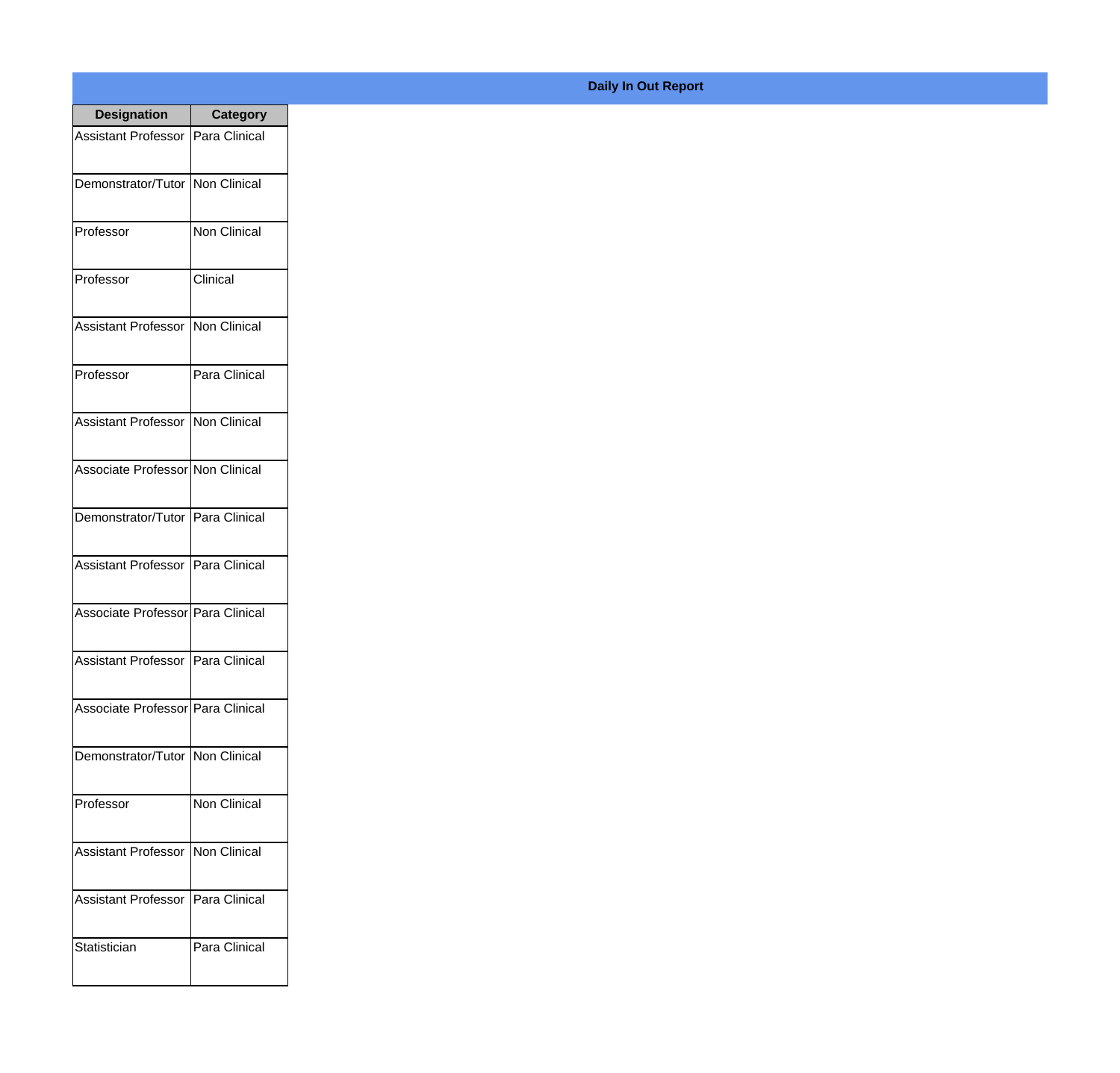## Daily In Out Report

| Designation | Category |
|---|---|
| Assistant Professor | Para Clinical |
| Demonstrator/Tutor | Non Clinical |
| Professor | Non Clinical |
| Professor | Clinical |
| Assistant Professor | Non Clinical |
| Professor | Para Clinical |
| Assistant Professor | Non Clinical |
| Associate Professor | Non Clinical |
| Demonstrator/Tutor | Para Clinical |
| Assistant Professor | Para Clinical |
| Associate Professor | Para Clinical |
| Assistant Professor | Para Clinical |
| Associate Professor | Para Clinical |
| Demonstrator/Tutor | Non Clinical |
| Professor | Non Clinical |
| Assistant Professor | Non Clinical |
| Assistant Professor | Para Clinical |
| Statistician | Para Clinical |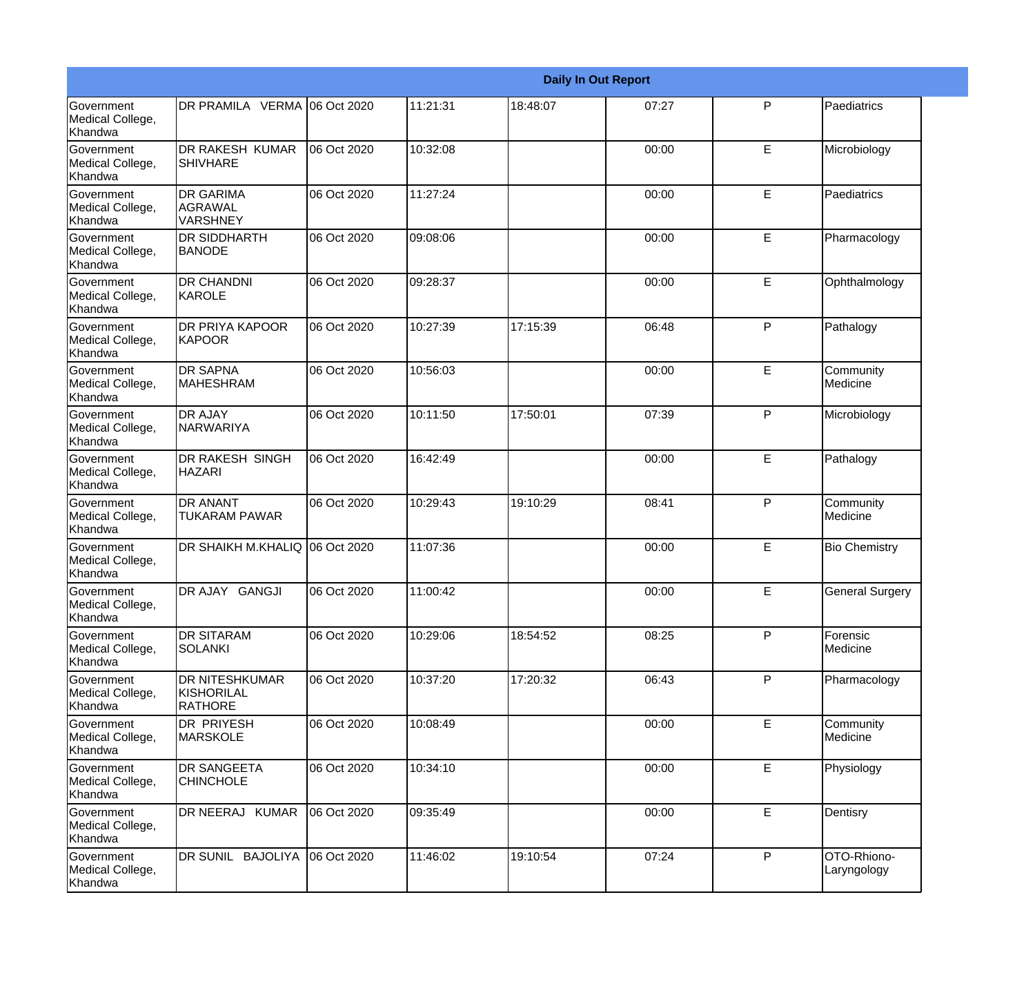| Daily In Out Report | | | | | | | |
|---|---|---|---|---|---|---|---|
| Government Medical College, Khandwa | DR PRAMILA VERMA | 06 Oct 2020 | 11:21:31 | 18:48:07 | 07:27 | P | Paediatrics |
| Government Medical College, Khandwa | DR RAKESH KUMAR SHIVHARE | 06 Oct 2020 | 10:32:08 | | 00:00 | E | Microbiology |
| Government Medical College, Khandwa | DR GARIMA AGRAWAL VARSHNEY | 06 Oct 2020 | 11:27:24 | | 00:00 | E | Paediatrics |
| Government Medical College, Khandwa | DR SIDDHARTH BANODE | 06 Oct 2020 | 09:08:06 | | 00:00 | E | Pharmacology |
| Government Medical College, Khandwa | DR CHANDNI KAROLE | 06 Oct 2020 | 09:28:37 | | 00:00 | E | Ophthalmology |
| Government Medical College, Khandwa | DR PRIYA KAPOOR KAPOOR | 06 Oct 2020 | 10:27:39 | 17:15:39 | 06:48 | P | Pathalogy |
| Government Medical College, Khandwa | DR SAPNA MAHESHRAM | 06 Oct 2020 | 10:56:03 | | 00:00 | E | Community Medicine |
| Government Medical College, Khandwa | DR AJAY NARWARIYA | 06 Oct 2020 | 10:11:50 | 17:50:01 | 07:39 | P | Microbiology |
| Government Medical College, Khandwa | DR RAKESH SINGH HAZARI | 06 Oct 2020 | 16:42:49 | | 00:00 | E | Pathalogy |
| Government Medical College, Khandwa | DR ANANT TUKARAM PAWAR | 06 Oct 2020 | 10:29:43 | 19:10:29 | 08:41 | P | Community Medicine |
| Government Medical College, Khandwa | DR SHAIKH M.KHALIQ | 06 Oct 2020 | 11:07:36 | | 00:00 | E | Bio Chemistry |
| Government Medical College, Khandwa | DR AJAY GANGJI | 06 Oct 2020 | 11:00:42 | | 00:00 | E | General Surgery |
| Government Medical College, Khandwa | DR SITARAM SOLANKI | 06 Oct 2020 | 10:29:06 | 18:54:52 | 08:25 | P | Forensic Medicine |
| Government Medical College, Khandwa | DR NITESHKUMAR KISHORILAL RATHORE | 06 Oct 2020 | 10:37:20 | 17:20:32 | 06:43 | P | Pharmacology |
| Government Medical College, Khandwa | DR PRIYESH MARSKOLE | 06 Oct 2020 | 10:08:49 | | 00:00 | E | Community Medicine |
| Government Medical College, Khandwa | DR SANGEETA CHINCHOLE | 06 Oct 2020 | 10:34:10 | | 00:00 | E | Physiology |
| Government Medical College, Khandwa | DR NEERAJ KUMAR | 06 Oct 2020 | 09:35:49 | | 00:00 | E | Dentisry |
| Government Medical College, Khandwa | DR SUNIL BAJOLIYA | 06 Oct 2020 | 11:46:02 | 19:10:54 | 07:24 | P | OTO-Rhiono-Laryngology |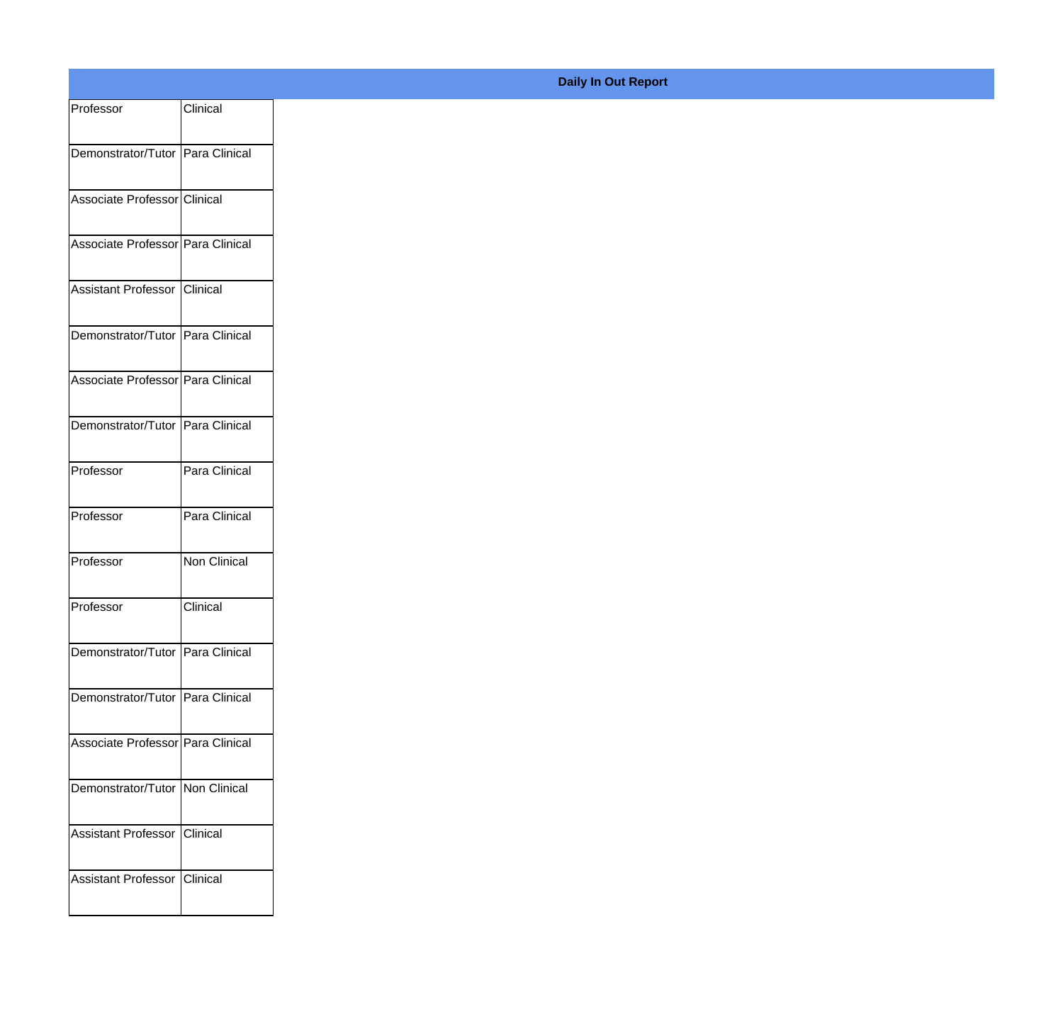## Daily In Out Report

| | |
|---|---|
| Professor | Clinical |
| Demonstrator/Tutor | Para Clinical |
| Associate Professor | Clinical |
| Associate Professor | Para Clinical |
| Assistant Professor | Clinical |
| Demonstrator/Tutor | Para Clinical |
| Associate Professor | Para Clinical |
| Demonstrator/Tutor | Para Clinical |
| Professor | Para Clinical |
| Professor | Para Clinical |
| Professor | Non Clinical |
| Professor | Clinical |
| Demonstrator/Tutor | Para Clinical |
| Demonstrator/Tutor | Para Clinical |
| Associate Professor | Para Clinical |
| Demonstrator/Tutor | Non Clinical |
| Assistant Professor | Clinical |
| Assistant Professor | Clinical |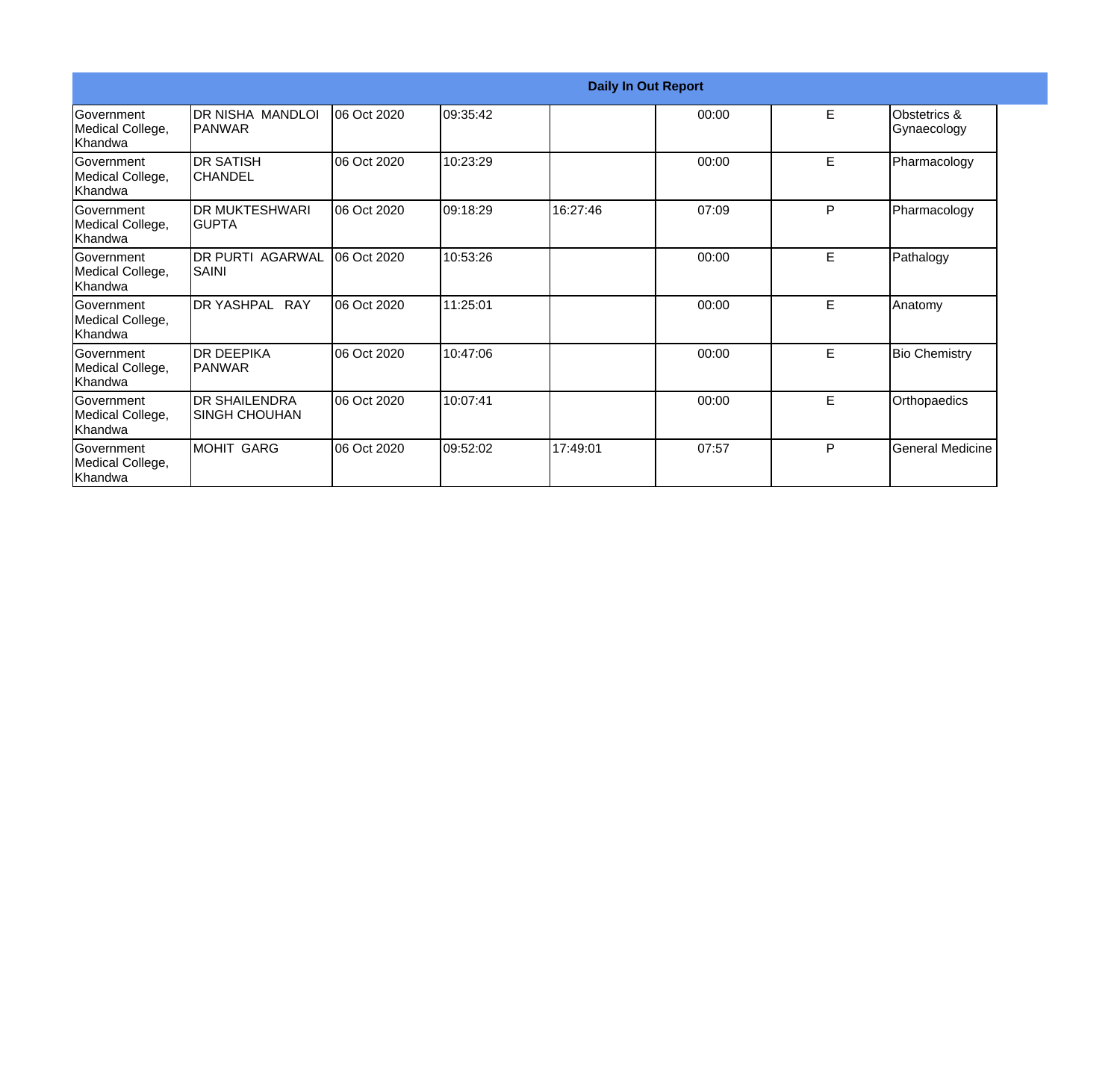| Daily In Out Report | | | | | | | |
|---|---|---|---|---|---|---|---|
| Government Medical College, Khandwa | DR NISHA MANDLOI PANWAR | 06 Oct 2020 | 09:35:42 | | 00:00 | E | Obstetrics & Gynaecology |
| Government Medical College, Khandwa | DR SATISH CHANDEL | 06 Oct 2020 | 10:23:29 | | 00:00 | E | Pharmacology |
| Government Medical College, Khandwa | DR MUKTESHWARI GUPTA | 06 Oct 2020 | 09:18:29 | 16:27:46 | 07:09 | P | Pharmacology |
| Government Medical College, Khandwa | DR PURTI AGARWAL SAINI | 06 Oct 2020 | 10:53:26 | | 00:00 | E | Pathalogy |
| Government Medical College, Khandwa | DR YASHPAL RAY | 06 Oct 2020 | 11:25:01 | | 00:00 | E | Anatomy |
| Government Medical College, Khandwa | DR DEEPIKA PANWAR | 06 Oct 2020 | 10:47:06 | | 00:00 | E | Bio Chemistry |
| Government Medical College, Khandwa | DR SHAILENDRA SINGH CHOUHAN | 06 Oct 2020 | 10:07:41 | | 00:00 | E | Orthopaedics |
| Government Medical College, Khandwa | MOHIT GARG | 06 Oct 2020 | 09:52:02 | 17:49:01 | 07:57 | P | General Medicine |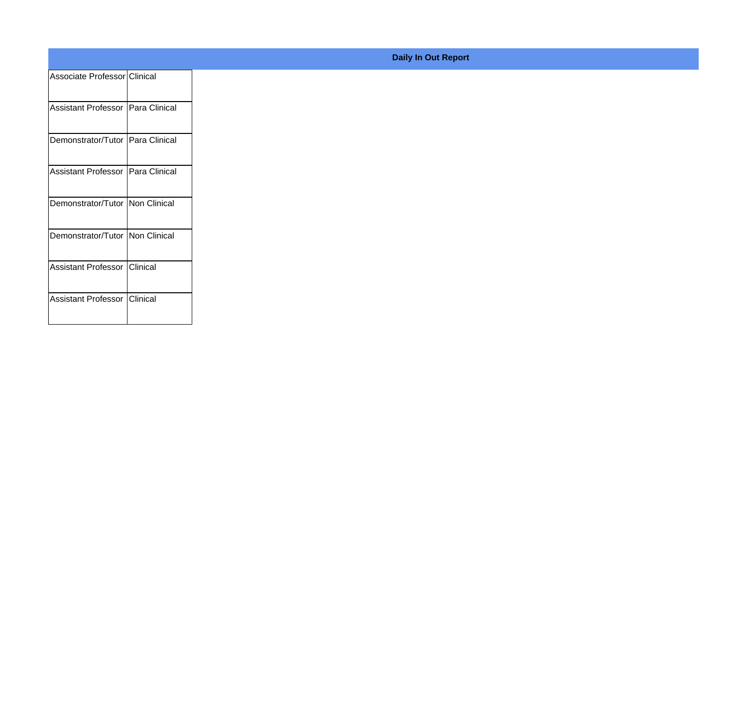**Daily In Out Report**

| | |
|---|---|
| Associate Professor | Clinical |
| Assistant Professor | Para Clinical |
| Demonstrator/Tutor | Para Clinical |
| Assistant Professor | Para Clinical |
| Demonstrator/Tutor | Non Clinical |
| Demonstrator/Tutor | Non Clinical |
| Assistant Professor | Clinical |
| Assistant Professor | Clinical |